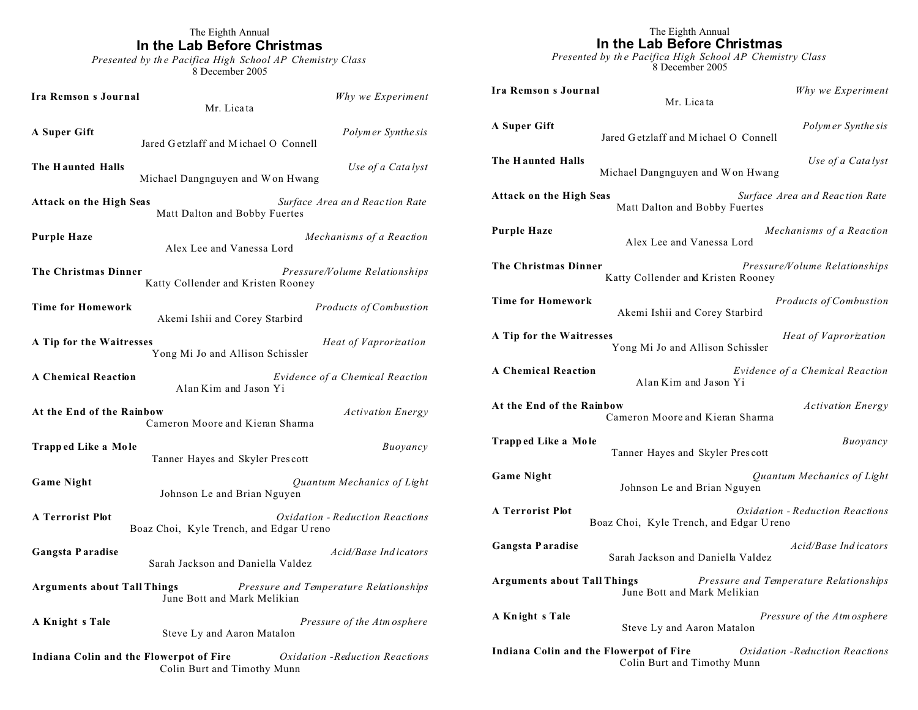The Eighth Annual

# In the Lab Before Christmas

*Presented by the Pacifica High School AP Chemistry Class*

8 December 2005

| Title | Presenters | Topic |
|---|---|---|
| **Ira Remson s Journal** | Mr. Licata | *Why we Experiment* |
| **A Super Gift** | Jared Getzlaff and Michael O Connell | *Polymer Synthesis* |
| **The Haunted Halls** | Michael Dangnguyen and Won Hwang | *Use of a Catalyst* |
| **Attack on the High Seas** | Matt Dalton and Bobby Fuertes | *Surface Area and Reaction Rate* |
| **Purple Haze** | Alex Lee and Vanessa Lord | *Mechanisms of a Reaction* |
| **The Christmas Dinner** | Katty Collender and Kristen Rooney | *Pressure/Volume Relationships* |
| **Time for Homework** | Akemi Ishii and Corey Starbird | *Products of Combustion* |
| **A Tip for the Waitresses** | Yong Mi Jo and Allison Schissler | *Heat of Vaprorization* |
| **A Chemical Reaction** | Alan Kim and Jason Yi | *Evidence of a Chemical Reaction* |
| **At the End of the Rainbow** | Cameron Moore and Kieran Sharma | *Activation Energy* |
| **Trapped Like a Mole** | Tanner Hayes and Skyler Prescott | *Buoyancy* |
| **Game Night** | Johnson Le and Brian Nguyen | *Quantum Mechanics of Light* |
| **A Terrorist Plot** | Boaz Choi, Kyle Trench, and Edgar Ureno | *Oxidation - Reduction Reactions* |
| **Gangsta Paradise** | Sarah Jackson and Daniella Valdez | *Acid/Base Indicators* |
| **Arguments about Tall Things** | June Bott and Mark Melikian | *Pressure and Temperature Relationships* |
| **A Knight s Tale** | Steve Ly and Aaron Matalon | *Pressure of the Atmosphere* |
| **Indiana Colin and the Flowerpot of Fire** | Colin Burt and Timothy Munn | *Oxidation -Reduction Reactions* |

The Eighth Annual

# In the Lab Before Christmas

*Presented by the Pacifica High School AP Chemistry Class*

8 December 2005

| Title | Presenters | Topic |
|---|---|---|
| **Ira Remson s Journal** | Mr. Licata | *Why we Experiment* |
| **A Super Gift** | Jared Getzlaff and Michael O Connell | *Polymer Synthesis* |
| **The Haunted Halls** | Michael Dangnguyen and Won Hwang | *Use of a Catalyst* |
| **Attack on the High Seas** | Matt Dalton and Bobby Fuertes | *Surface Area and Reaction Rate* |
| **Purple Haze** | Alex Lee and Vanessa Lord | *Mechanisms of a Reaction* |
| **The Christmas Dinner** | Katty Collender and Kristen Rooney | *Pressure/Volume Relationships* |
| **Time for Homework** | Akemi Ishii and Corey Starbird | *Products of Combustion* |
| **A Tip for the Waitresses** | Yong Mi Jo and Allison Schissler | *Heat of Vaprorization* |
| **A Chemical Reaction** | Alan Kim and Jason Yi | *Evidence of a Chemical Reaction* |
| **At the End of the Rainbow** | Cameron Moore and Kieran Sharma | *Activation Energy* |
| **Trapped Like a Mole** | Tanner Hayes and Skyler Prescott | *Buoyancy* |
| **Game Night** | Johnson Le and Brian Nguyen | *Quantum Mechanics of Light* |
| **A Terrorist Plot** | Boaz Choi, Kyle Trench, and Edgar Ureno | *Oxidation - Reduction Reactions* |
| **Gangsta Paradise** | Sarah Jackson and Daniella Valdez | *Acid/Base Indicators* |
| **Arguments about Tall Things** | June Bott and Mark Melikian | *Pressure and Temperature Relationships* |
| **A Knight s Tale** | Steve Ly and Aaron Matalon | *Pressure of the Atmosphere* |
| **Indiana Colin and the Flowerpot of Fire** | Colin Burt and Timothy Munn | *Oxidation -Reduction Reactions* |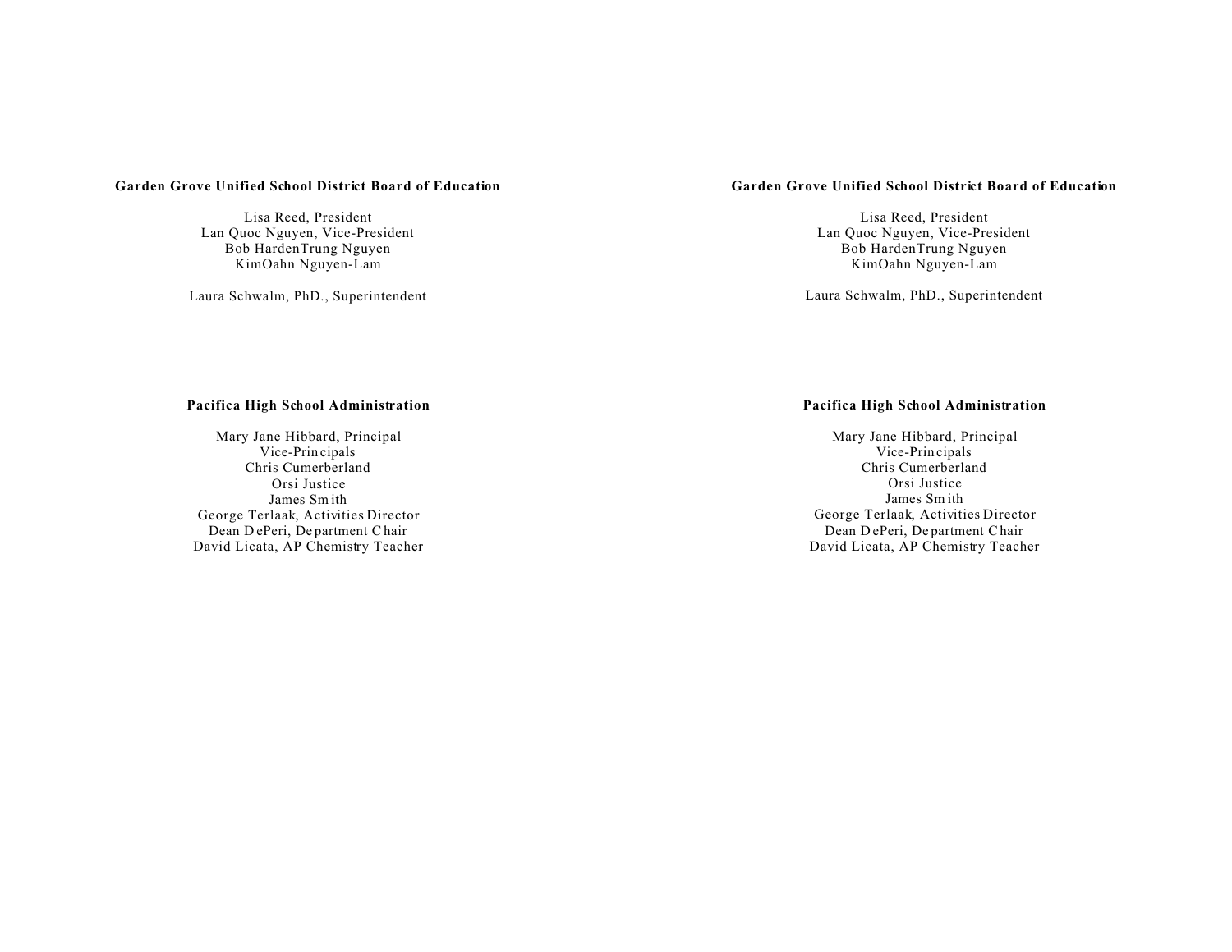**Garden Grove Unified School District Board of Education**

Lisa Reed, President
Lan Quoc Nguyen, Vice-President
Bob HardenTrung Nguyen
KimOahn Nguyen-Lam

Laura Schwalm, PhD., Superintendent

**Pacifica High School Administration**

Mary Jane Hibbard, Principal
Vice-Principals
Chris Cumerberland
Orsi Justice
James Smith
George Terlaak, Activities Director
Dean DePeri, Department Chair
David Licata, AP Chemistry Teacher

**Garden Grove Unified School District Board of Education**

Lisa Reed, President
Lan Quoc Nguyen, Vice-President
Bob HardenTrung Nguyen
KimOahn Nguyen-Lam

Laura Schwalm, PhD., Superintendent

**Pacifica High School Administration**

Mary Jane Hibbard, Principal
Vice-Principals
Chris Cumerberland
Orsi Justice
James Smith
George Terlaak, Activities Director
Dean DePeri, Department Chair
David Licata, AP Chemistry Teacher